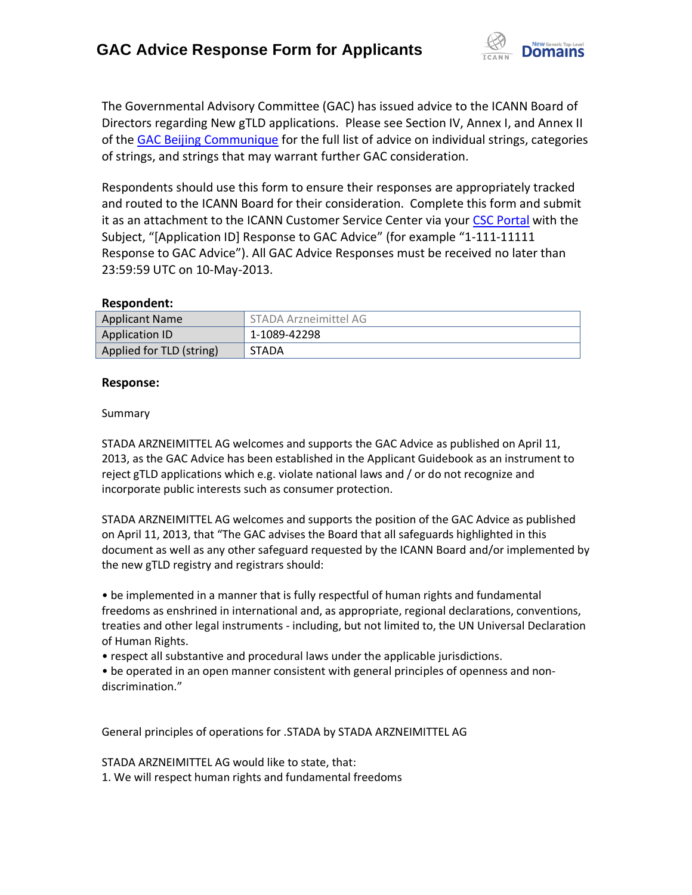# GAC Advice Response Form for Applicants

The Governmental Advisory Committee (GAC) has issued advice to the ICANN Board of Directors regarding New gTLD applications. Please see Section IV, Annex I, and Annex II of the GAC Beijing Communique for the full list of advice on individual strings, categories of strings, and strings that may warrant further GAC consideration.

Respondents should use this form to ensure their responses are appropriately tracked and routed to the ICANN Board for their consideration. Complete this form and submit it as an attachment to the ICANN Customer Service Center via your CSC Portal with the Subject, "[Application ID] Response to GAC Advice" (for example "1-111-11111 Response to GAC Advice"). All GAC Advice Responses must be received no later than 23:59:59 UTC on 10-May-2013.

**Respondent:**

| Applicant Name | STADA Arzneimittel AG |
|---|---|
| Application ID | 1-1089-42298 |
| Applied for TLD (string) | STADA |

**Response:**

Summary

STADA ARZNEIMITTEL AG welcomes and supports the GAC Advice as published on April 11, 2013, as the GAC Advice has been established in the Applicant Guidebook as an instrument to reject gTLD applications which e.g. violate national laws and / or do not recognize and incorporate public interests such as consumer protection.

STADA ARZNEIMITTEL AG welcomes and supports the position of the GAC Advice as published on April 11, 2013, that "The GAC advises the Board that all safeguards highlighted in this document as well as any other safeguard requested by the ICANN Board and/or implemented by the new gTLD registry and registrars should:

• be implemented in a manner that is fully respectful of human rights and fundamental freedoms as enshrined in international and, as appropriate, regional declarations, conventions, treaties and other legal instruments - including, but not limited to, the UN Universal Declaration of Human Rights.
• respect all substantive and procedural laws under the applicable jurisdictions.
• be operated in an open manner consistent with general principles of openness and non-discrimination."

General principles of operations for .STADA by STADA ARZNEIMITTEL AG

STADA ARZNEIMITTEL AG would like to state, that:
1. We will respect human rights and fundamental freedoms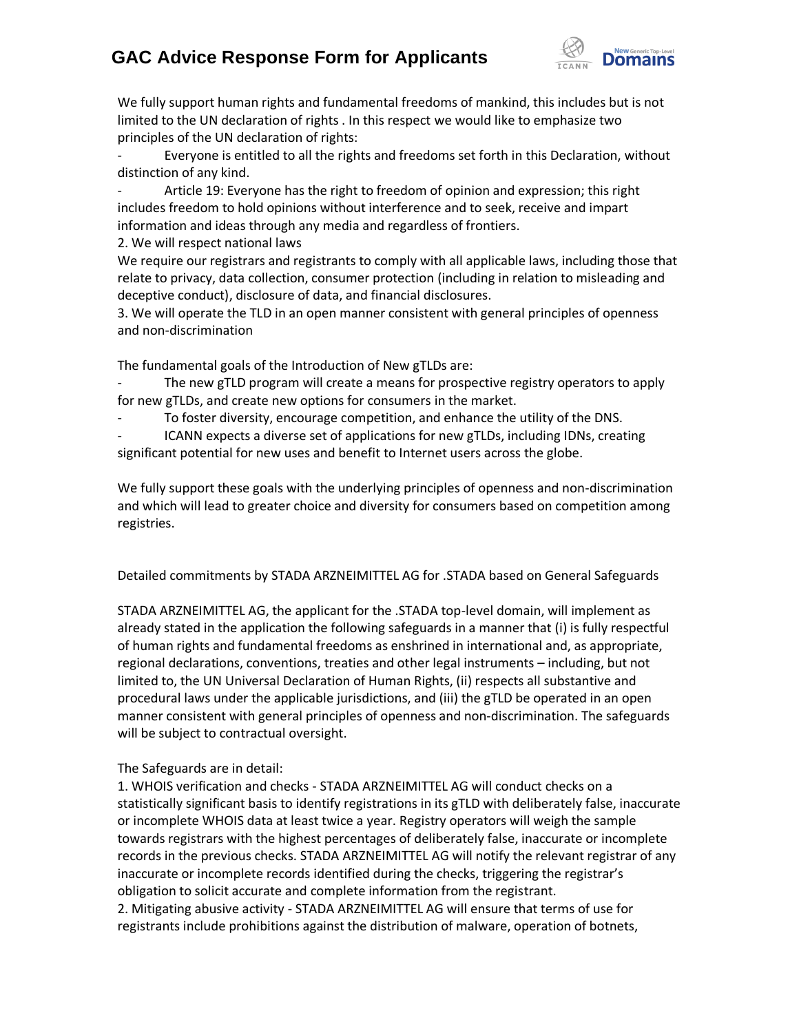We fully support human rights and fundamental freedoms of mankind, this includes but is not limited to the UN declaration of rights . In this respect we would like to emphasize two principles of the UN declaration of rights:

- Everyone is entitled to all the rights and freedoms set forth in this Declaration, without distinction of any kind.
- Article 19: Everyone has the right to freedom of opinion and expression; this right includes freedom to hold opinions without interference and to seek, receive and impart information and ideas through any media and regardless of frontiers.

2. We will respect national laws

We require our registrars and registrants to comply with all applicable laws, including those that relate to privacy, data collection, consumer protection (including in relation to misleading and deceptive conduct), disclosure of data, and financial disclosures.

3. We will operate the TLD in an open manner consistent with general principles of openness and non-discrimination

The fundamental goals of the Introduction of New gTLDs are:

- The new gTLD program will create a means for prospective registry operators to apply for new gTLDs, and create new options for consumers in the market.
- To foster diversity, encourage competition, and enhance the utility of the DNS.
- ICANN expects a diverse set of applications for new gTLDs, including IDNs, creating significant potential for new uses and benefit to Internet users across the globe.

We fully support these goals with the underlying principles of openness and non-discrimination and which will lead to greater choice and diversity for consumers based on competition among registries.

Detailed commitments by STADA ARZNEIMITTEL AG for .STADA based on General Safeguards

STADA ARZNEIMITTEL AG, the applicant for the .STADA top-level domain, will implement as already stated in the application the following safeguards in a manner that (i) is fully respectful of human rights and fundamental freedoms as enshrined in international and, as appropriate, regional declarations, conventions, treaties and other legal instruments – including, but not limited to, the UN Universal Declaration of Human Rights, (ii) respects all substantive and procedural laws under the applicable jurisdictions, and (iii) the gTLD be operated in an open manner consistent with general principles of openness and non-discrimination. The safeguards will be subject to contractual oversight.

The Safeguards are in detail:

1. WHOIS verification and checks - STADA ARZNEIMITTEL AG will conduct checks on a statistically significant basis to identify registrations in its gTLD with deliberately false, inaccurate or incomplete WHOIS data at least twice a year. Registry operators will weigh the sample towards registrars with the highest percentages of deliberately false, inaccurate or incomplete records in the previous checks. STADA ARZNEIMITTEL AG will notify the relevant registrar of any inaccurate or incomplete records identified during the checks, triggering the registrar's obligation to solicit accurate and complete information from the registrant.
2. Mitigating abusive activity - STADA ARZNEIMITTEL AG will ensure that terms of use for registrants include prohibitions against the distribution of malware, operation of botnets,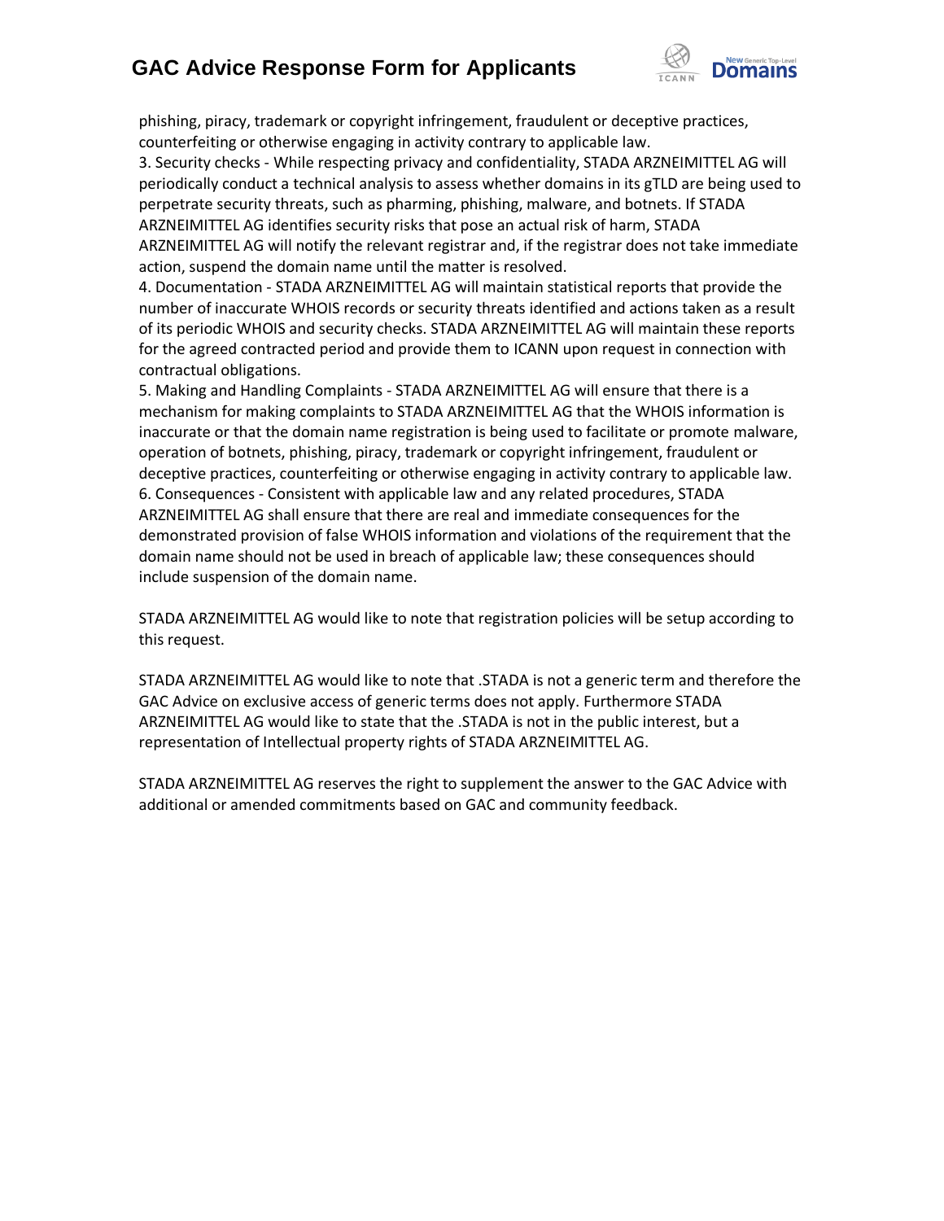phishing, piracy, trademark or copyright infringement, fraudulent or deceptive practices, counterfeiting or otherwise engaging in activity contrary to applicable law.

3. Security checks - While respecting privacy and confidentiality, STADA ARZNEIMITTEL AG will periodically conduct a technical analysis to assess whether domains in its gTLD are being used to perpetrate security threats, such as pharming, phishing, malware, and botnets. If STADA ARZNEIMITTEL AG identifies security risks that pose an actual risk of harm, STADA ARZNEIMITTEL AG will notify the relevant registrar and, if the registrar does not take immediate action, suspend the domain name until the matter is resolved.

4. Documentation - STADA ARZNEIMITTEL AG will maintain statistical reports that provide the number of inaccurate WHOIS records or security threats identified and actions taken as a result of its periodic WHOIS and security checks. STADA ARZNEIMITTEL AG will maintain these reports for the agreed contracted period and provide them to ICANN upon request in connection with contractual obligations.

5. Making and Handling Complaints - STADA ARZNEIMITTEL AG will ensure that there is a mechanism for making complaints to STADA ARZNEIMITTEL AG that the WHOIS information is inaccurate or that the domain name registration is being used to facilitate or promote malware, operation of botnets, phishing, piracy, trademark or copyright infringement, fraudulent or deceptive practices, counterfeiting or otherwise engaging in activity contrary to applicable law.

6. Consequences - Consistent with applicable law and any related procedures, STADA ARZNEIMITTEL AG shall ensure that there are real and immediate consequences for the demonstrated provision of false WHOIS information and violations of the requirement that the domain name should not be used in breach of applicable law; these consequences should include suspension of the domain name.

STADA ARZNEIMITTEL AG would like to note that registration policies will be setup according to this request.

STADA ARZNEIMITTEL AG would like to note that .STADA is not a generic term and therefore the GAC Advice on exclusive access of generic terms does not apply. Furthermore STADA ARZNEIMITTEL AG would like to state that the .STADA is not in the public interest, but a representation of Intellectual property rights of STADA ARZNEIMITTEL AG.

STADA ARZNEIMITTEL AG reserves the right to supplement the answer to the GAC Advice with additional or amended commitments based on GAC and community feedback.